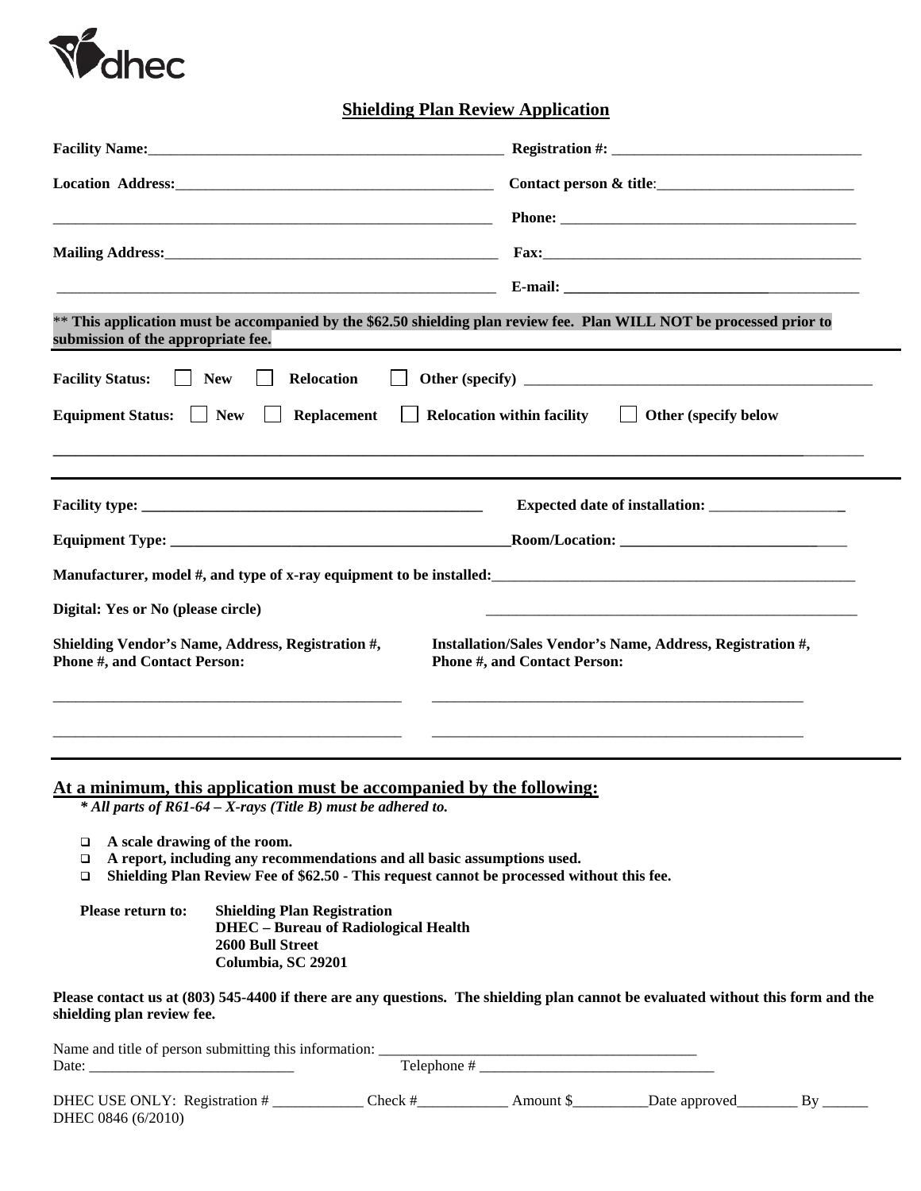dhec

# Shielding Plan Review Application

**Facility Name:**\_\_\_\_\_\_\_\_\_\_\_\_\_\_\_\_\_\_\_\_\_\_\_\_\_\_\_\_\_\_\_\_\_\_\_\_\_\_\_\_\_\_\_\_\_\_ **Registration #:** \_\_\_\_\_\_\_\_\_\_\_\_\_\_\_\_\_\_\_\_\_\_\_\_\_\_\_\_\_\_\_\_

**Location Address:**\_\_\_\_\_\_\_\_\_\_\_\_\_\_\_\_\_\_\_\_\_\_\_\_\_\_\_\_\_\_\_\_\_\_\_\_\_\_\_\_\_ **Contact person & title**:\_\_\_\_\_\_\_\_\_\_\_\_\_\_\_\_\_\_\_\_\_\_\_\_\_\_

\_\_\_\_\_\_\_\_\_\_\_\_\_\_\_\_\_\_\_\_\_\_\_\_\_\_\_\_\_\_\_\_\_\_\_\_\_\_\_\_\_\_\_\_\_\_\_\_\_\_\_\_\_\_\_\_\_\_ **Phone:** \_\_\_\_\_\_\_\_\_\_\_\_\_\_\_\_\_\_\_\_\_\_\_\_\_\_\_\_\_\_\_\_\_\_\_\_\_\_\_\_

**Mailing Address:**\_\_\_\_\_\_\_\_\_\_\_\_\_\_\_\_\_\_\_\_\_\_\_\_\_\_\_\_\_\_\_\_\_\_\_\_\_\_\_\_\_\_\_\_\_ **Fax:**\_\_\_\_\_\_\_\_\_\_\_\_\_\_\_\_\_\_\_\_\_\_\_\_\_\_\_\_\_\_\_\_\_\_\_\_\_\_\_\_\_\_

\_\_\_\_\_\_\_\_\_\_\_\_\_\_\_\_\_\_\_\_\_\_\_\_\_\_\_\_\_\_\_\_\_\_\_\_\_\_\_\_\_\_\_\_\_\_\_\_\_\_\_\_\_\_\_\_\_\_ **E-mail:** \_\_\_\_\_\_\_\_\_\_\_\_\_\_\_\_\_\_\_\_\_\_\_\_\_\_\_\_\_\_\_\_\_\_\_\_\_\_\_

\*\* **This application must be accompanied by the $62.50 shielding plan review fee. Plan WILL NOT be processed prior to submission of the appropriate fee.**

---

**Facility Status:** ☐ **New** ☐ **Relocation** ☐ **Other (specify)** \_\_\_\_\_\_\_\_\_\_\_\_\_\_\_\_\_\_\_\_\_\_\_\_\_\_\_\_\_\_\_\_\_\_\_\_\_\_\_\_\_\_\_\_\_\_

**Equipment Status:** ☐ **New** ☐ **Replacement** ☐ **Relocation within facility** ☐ **Other (specify below**

\_\_\_\_\_\_\_\_\_\_\_\_\_\_\_\_\_\_\_\_\_\_\_\_\_\_\_\_\_\_\_\_\_\_\_\_\_\_\_\_\_\_\_\_\_\_\_\_\_\_\_\_\_\_\_\_\_\_\_\_\_\_\_\_\_\_\_\_\_\_\_\_\_\_\_\_\_\_\_\_\_\_\_\_\_\_\_\_\_\_\_\_\_\_\_\_\_\_\_\_\_\_\_\_

---

**Facility type:** \_\_\_\_\_\_\_\_\_\_\_\_\_\_\_\_\_\_\_\_\_\_\_\_\_\_\_\_\_\_\_\_\_\_\_\_\_\_\_\_\_\_\_\_\_\_ **Expected date of installation:** \_\_\_\_\_\_\_\_\_\_\_\_\_\_\_\_\_\_

**Equipment Type:** \_\_\_\_\_\_\_\_\_\_\_\_\_\_\_\_\_\_\_\_\_\_\_\_\_\_\_\_\_\_\_\_\_\_\_\_\_\_\_\_\_\_\_\_\_\_**Room/Location:** \_\_\_\_\_\_\_\_\_\_\_\_\_\_\_\_\_\_\_\_\_\_\_\_\_\_\_\_\_\_\_

**Manufacturer, model #, and type of x-ray equipment to be installed:**\_\_\_\_\_\_\_\_\_\_\_\_\_\_\_\_\_\_\_\_\_\_\_\_\_\_\_\_\_\_\_\_\_\_\_\_\_\_\_\_\_\_\_\_\_\_\_\_\_\_

**Digital: Yes or No (please circle)** \_\_\_\_\_\_\_\_\_\_\_\_\_\_\_\_\_\_\_\_\_\_\_\_\_\_\_\_\_\_\_\_\_\_\_\_\_\_\_\_\_\_\_\_\_\_\_\_\_\_\_

**Shielding Vendor's Name, Address, Registration #, Phone #, and Contact Person:**

\_\_\_\_\_\_\_\_\_\_\_\_\_\_\_\_\_\_\_\_\_\_\_\_\_\_\_\_\_\_\_\_\_\_\_\_\_\_\_\_\_\_\_\_\_\_

\_\_\_\_\_\_\_\_\_\_\_\_\_\_\_\_\_\_\_\_\_\_\_\_\_\_\_\_\_\_\_\_\_\_\_\_\_\_\_\_\_\_\_\_\_\_

**Installation/Sales Vendor's Name, Address, Registration #, Phone #, and Contact Person:**

\_\_\_\_\_\_\_\_\_\_\_\_\_\_\_\_\_\_\_\_\_\_\_\_\_\_\_\_\_\_\_\_\_\_\_\_\_\_\_\_\_\_\_\_\_\_\_\_\_\_

\_\_\_\_\_\_\_\_\_\_\_\_\_\_\_\_\_\_\_\_\_\_\_\_\_\_\_\_\_\_\_\_\_\_\_\_\_\_\_\_\_\_\_\_\_\_\_\_\_\_

---

## At a minimum, this application must be accompanied by the following:

***\* All parts of R61-64 – X-rays (Title B) must be adhered to.***

- ☐ **A scale drawing of the room.**
- ☐ **A report, including any recommendations and all basic assumptions used.**
- ☐ **Shielding Plan Review Fee of $62.50 - This request cannot be processed without this fee.**

**Please return to:** **Shielding Plan Registration**
**DHEC – Bureau of Radiological Health**
**2600 Bull Street**
**Columbia, SC 29201**

**Please contact us at (803) 545-4400 if there are any questions. The shielding plan cannot be evaluated without this form and the shielding plan review fee.**

Name and title of person submitting this information: \_\_\_\_\_\_\_\_\_\_\_\_\_\_\_\_\_\_\_\_\_\_\_\_\_\_\_\_\_\_\_\_\_\_\_\_\_\_\_\_\_\_
Date: \_\_\_\_\_\_\_\_\_\_\_\_\_\_\_\_\_\_\_\_\_\_\_\_\_\_\_\_ Telephone # \_\_\_\_\_\_\_\_\_\_\_\_\_\_\_\_\_\_\_\_\_\_\_\_\_\_\_\_\_\_\_\_

DHEC USE ONLY: Registration # \_\_\_\_\_\_\_\_\_\_\_\_ Check #\_\_\_\_\_\_\_\_\_\_\_\_ Amount $\_\_\_\_\_\_\_\_\_\_Date approved\_\_\_\_\_\_\_\_ By \_\_\_\_\_\_
DHEC 0846 (6/2010)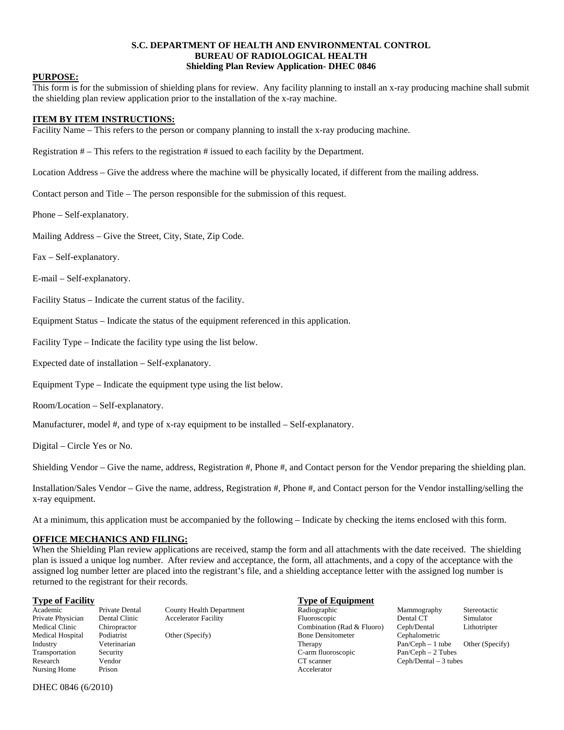**S.C. DEPARTMENT OF HEALTH AND ENVIRONMENTAL CONTROL**
**BUREAU OF RADIOLOGICAL HEALTH**
**Shielding Plan Review Application- DHEC 0846**

## PURPOSE:

This form is for the submission of shielding plans for review. Any facility planning to install an x-ray producing machine shall submit the shielding plan review application prior to the installation of the x-ray machine.

## ITEM BY ITEM INSTRUCTIONS:

Facility Name – This refers to the person or company planning to install the x-ray producing machine.

Registration # – This refers to the registration # issued to each facility by the Department.

Location Address – Give the address where the machine will be physically located, if different from the mailing address.

Contact person and Title – The person responsible for the submission of this request.

Phone – Self-explanatory.

Mailing Address – Give the Street, City, State, Zip Code.

Fax – Self-explanatory.

E-mail – Self-explanatory.

Facility Status – Indicate the current status of the facility.

Equipment Status – Indicate the status of the equipment referenced in this application.

Facility Type – Indicate the facility type using the list below.

Expected date of installation – Self-explanatory.

Equipment Type – Indicate the equipment type using the list below.

Room/Location – Self-explanatory.

Manufacturer, model #, and type of x-ray equipment to be installed – Self-explanatory.

Digital – Circle Yes or No.

Shielding Vendor – Give the name, address, Registration #, Phone #, and Contact person for the Vendor preparing the shielding plan.

Installation/Sales Vendor – Give the name, address, Registration #, Phone #, and Contact person for the Vendor installing/selling the x-ray equipment.

At a minimum, this application must be accompanied by the following – Indicate by checking the items enclosed with this form.

## OFFICE MECHANICS AND FILING:

When the Shielding Plan review applications are received, stamp the form and all attachments with the date received. The shielding plan is issued a unique log number. After review and acceptance, the form, all attachments, and a copy of the acceptance with the assigned log number letter are placed into the registrant's file, and a shielding acceptance letter with the assigned log number is returned to the registrant for their records.

### Type of Facility

| | | |
|---|---|---|
| Academic | Private Dental | County Health Department |
| Private Physician | Dental Clinic | Accelerator Facility |
| Medical Clinic | Chiropractor | |
| Medical Hospital | Podiatrist | Other (Specify) |
| Industry | Veterinarian | |
| Transportation | Security | |
| Research | Vendor | |
| Nursing Home | Prison | |

### Type of Equipment

| | | |
|---|---|---|
| Radiographic | Mammography | Stereotactic |
| Fluoroscopic | Dental CT | Simulator |
| Combination (Rad & Fluoro) | Ceph/Dental | Lithotripter |
| Bone Densitometer | Cephalometric | |
| Therapy | Pan/Ceph – 1 tube | Other (Specify) |
| C-arm fluoroscopic | Pan/Ceph – 2 Tubes | |
| CT scanner | Ceph/Dental – 3 tubes | |
| Accelerator | | |

DHEC 0846 (6/2010)